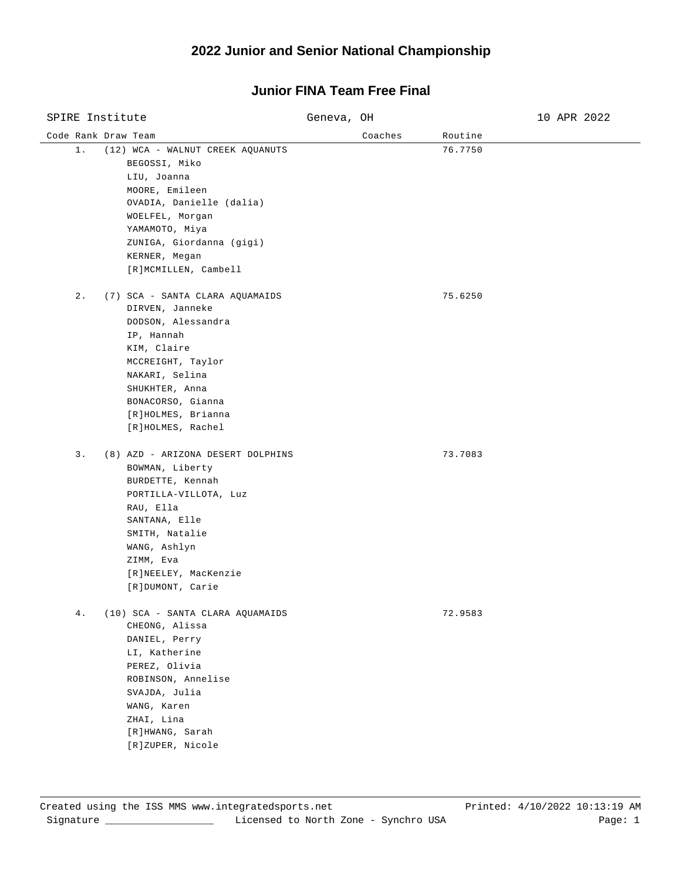# 2022 Junior and Senior National Championship

## Junior FINA Team Free Final

SPIRE Institute — Geneva, OH — 10 APR 2022

| Code | Rank | Draw | Team | Coaches | Routine |
|---|---|---|---|---|---|
| | 1. | (12) | WCA - WALNUT CREEK AQUANUTS | | 76.7750 |
| | | | BEGOSSI, Miko | | |
| | | | LIU, Joanna | | |
| | | | MOORE, Emileen | | |
| | | | OVADIA, Danielle (dalia) | | |
| | | | WOELFEL, Morgan | | |
| | | | YAMAMOTO, Miya | | |
| | | | ZUNIGA, Giordanna (gigi) | | |
| | | | KERNER, Megan | | |
| | | | [R]MCMILLEN, Cambell | | |
| | 2. | (7) | SCA - SANTA CLARA AQUAMAIDS | | 75.6250 |
| | | | DIRVEN, Janneke | | |
| | | | DODSON, Alessandra | | |
| | | | IP, Hannah | | |
| | | | KIM, Claire | | |
| | | | MCCREIGHT, Taylor | | |
| | | | NAKARI, Selina | | |
| | | | SHUKHTER, Anna | | |
| | | | BONACORSO, Gianna | | |
| | | | [R]HOLMES, Brianna | | |
| | | | [R]HOLMES, Rachel | | |
| | 3. | (8) | AZD - ARIZONA DESERT DOLPHINS | | 73.7083 |
| | | | BOWMAN, Liberty | | |
| | | | BURDETTE, Kennah | | |
| | | | PORTILLA-VILLOTA, Luz | | |
| | | | RAU, Ella | | |
| | | | SANTANA, Elle | | |
| | | | SMITH, Natalie | | |
| | | | WANG, Ashlyn | | |
| | | | ZIMM, Eva | | |
| | | | [R]NEELEY, MacKenzie | | |
| | | | [R]DUMONT, Carie | | |
| | 4. | (10) | SCA - SANTA CLARA AQUAMAIDS | | 72.9583 |
| | | | CHEONG, Alissa | | |
| | | | DANIEL, Perry | | |
| | | | LI, Katherine | | |
| | | | PEREZ, Olivia | | |
| | | | ROBINSON, Annelise | | |
| | | | SVAJDA, Julia | | |
| | | | WANG, Karen | | |
| | | | ZHAI, Lina | | |
| | | | [R]HWANG, Sarah | | |
| | | | [R]ZUPER, Nicole | | |

Created using the ISS MMS www.integratedsports.net — Printed: 4/10/2022 10:13:19 AM

Signature ___________________ Licensed to North Zone - Synchro USA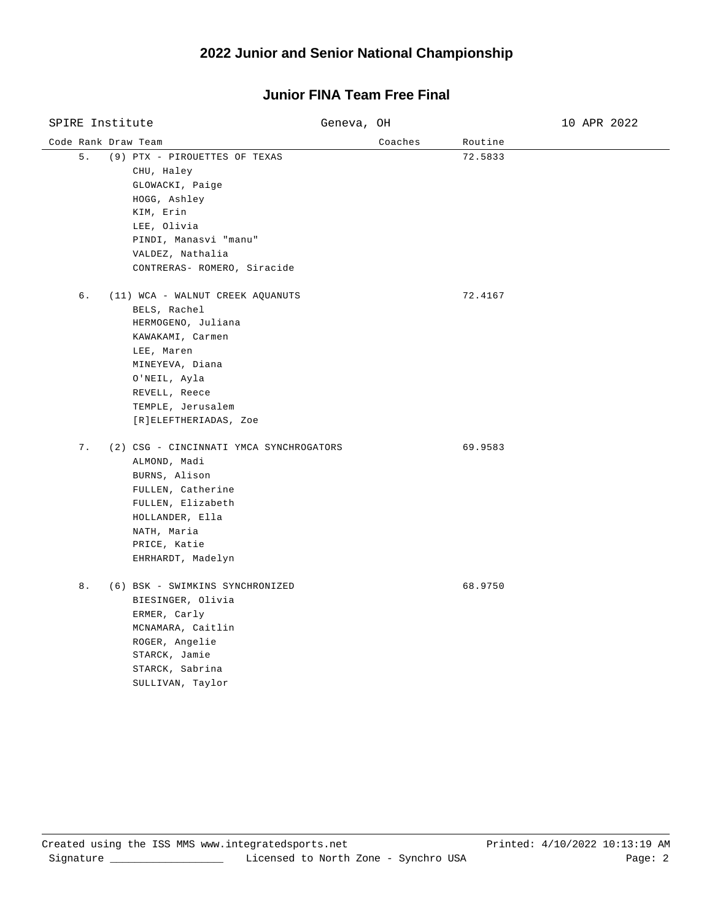# 2022 Junior and Senior National Championship

## Junior FINA Team Free Final

SPIRE Institute | Geneva, OH | 10 APR 2022

| Code | Rank | Draw | Team | Coaches | Routine |
|---|---|---|---|---|---|
| | 5. | (9) | PTX - PIROUETTES OF TEXAS | | 72.5833 |
| | | | CHU, Haley<br>GLOWACKI, Paige<br>HOGG, Ashley<br>KIM, Erin<br>LEE, Olivia<br>PINDI, Manasvi "manu"<br>VALDEZ, Nathalia<br>CONTRERAS- ROMERO, Siracide | | |
| | 6. | (11) | WCA - WALNUT CREEK AQUANUTS | | 72.4167 |
| | | | BELS, Rachel<br>HERMOGENO, Juliana<br>KAWAKAMI, Carmen<br>LEE, Maren<br>MINEYEVA, Diana<br>O'NEIL, Ayla<br>REVELL, Reece<br>TEMPLE, Jerusalem<br>[R]ELEFTHERIADAS, Zoe | | |
| | 7. | (2) | CSG - CINCINNATI YMCA SYNCHROGATORS | | 69.9583 |
| | | | ALMOND, Madi<br>BURNS, Alison<br>FULLEN, Catherine<br>FULLEN, Elizabeth<br>HOLLANDER, Ella<br>NATH, Maria<br>PRICE, Katie<br>EHRHARDT, Madelyn | | |
| | 8. | (6) | BSK - SWIMKINS SYNCHRONIZED | | 68.9750 |
| | | | BIESINGER, Olivia<br>ERMER, Carly<br>MCNAMARA, Caitlin<br>ROGER, Angelie<br>STARCK, Jamie<br>STARCK, Sabrina<br>SULLIVAN, Taylor | | |

Created using the ISS MMS www.integratedsports.net | Printed: 4/10/2022 10:13:19 AM

Signature ___________________ | Licensed to North Zone - Synchro USA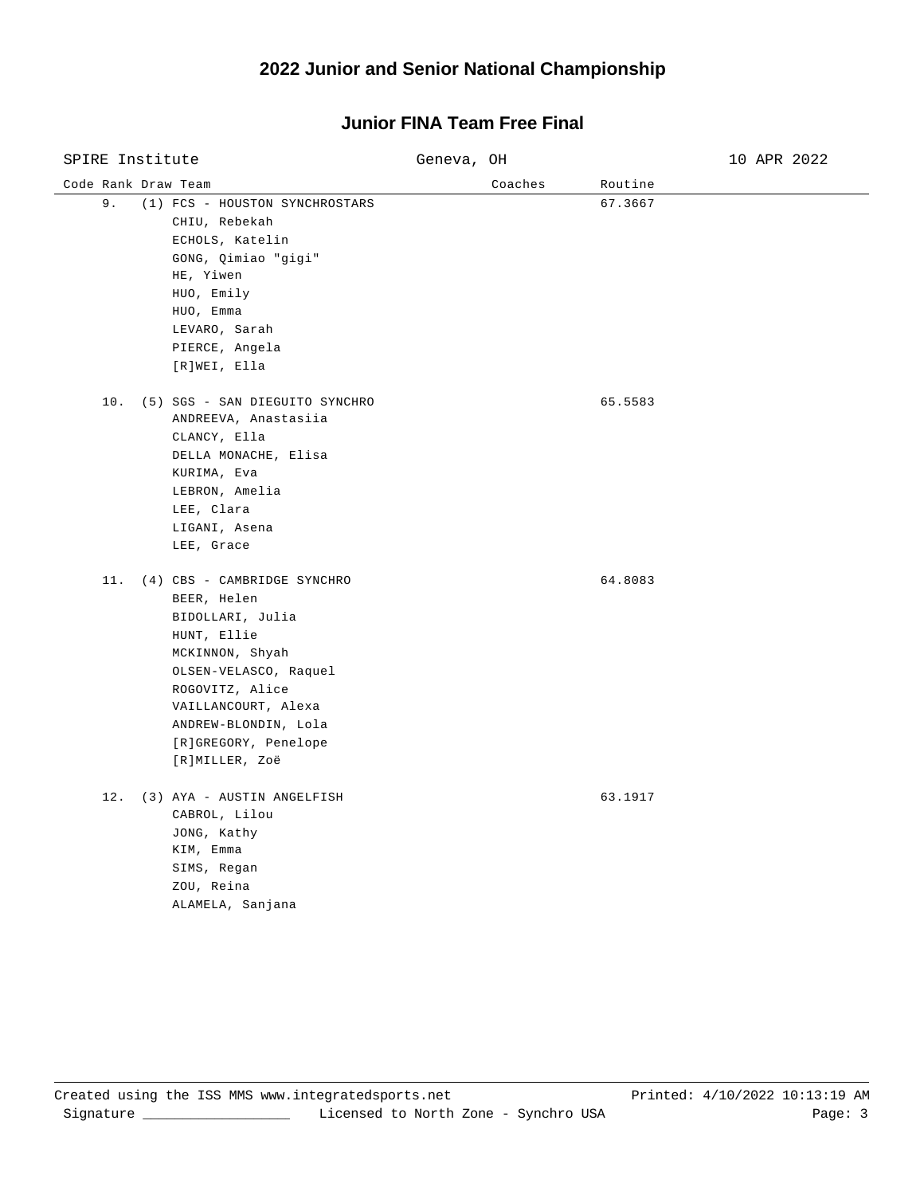# 2022 Junior and Senior National Championship

## Junior FINA Team Free Final

SPIRE Institute | Geneva, OH | 10 APR 2022

| Code | Rank | Draw | Team | Coaches | Routine |
|---|---|---|---|---|---|
| | 9. | (1) | FCS - HOUSTON SYNCHROSTARS<br>CHIU, Rebekah<br>ECHOLS, Katelin<br>GONG, Qimiao "gigi"<br>HE, Yiwen<br>HUO, Emily<br>HUO, Emma<br>LEVARO, Sarah<br>PIERCE, Angela<br>[R]WEI, Ella | | 67.3667 |
| | 10. | (5) | SGS - SAN DIEGUITO SYNCHRO<br>ANDREEVA, Anastasiia<br>CLANCY, Ella<br>DELLA MONACHE, Elisa<br>KURIMA, Eva<br>LEBRON, Amelia<br>LEE, Clara<br>LIGANI, Asena<br>LEE, Grace | | 65.5583 |
| | 11. | (4) | CBS - CAMBRIDGE SYNCHRO<br>BEER, Helen<br>BIDOLLARI, Julia<br>HUNT, Ellie<br>MCKINNON, Shyah<br>OLSEN-VELASCO, Raquel<br>ROGOVITZ, Alice<br>VAILLANCOURT, Alexa<br>ANDREW-BLONDIN, Lola<br>[R]GREGORY, Penelope<br>[R]MILLER, Zoë | | 64.8083 |
| | 12. | (3) | AYA - AUSTIN ANGELFISH<br>CABROL, Lilou<br>JONG, Kathy<br>KIM, Emma<br>SIMS, Regan<br>ZOU, Reina<br>ALAMELA, Sanjana | | 63.1917 |

Created using the ISS MMS www.integratedsports.net  
Printed: 4/10/2022 10:13:19 AM  
Signature ___________________  
Licensed to North Zone - Synchro USA